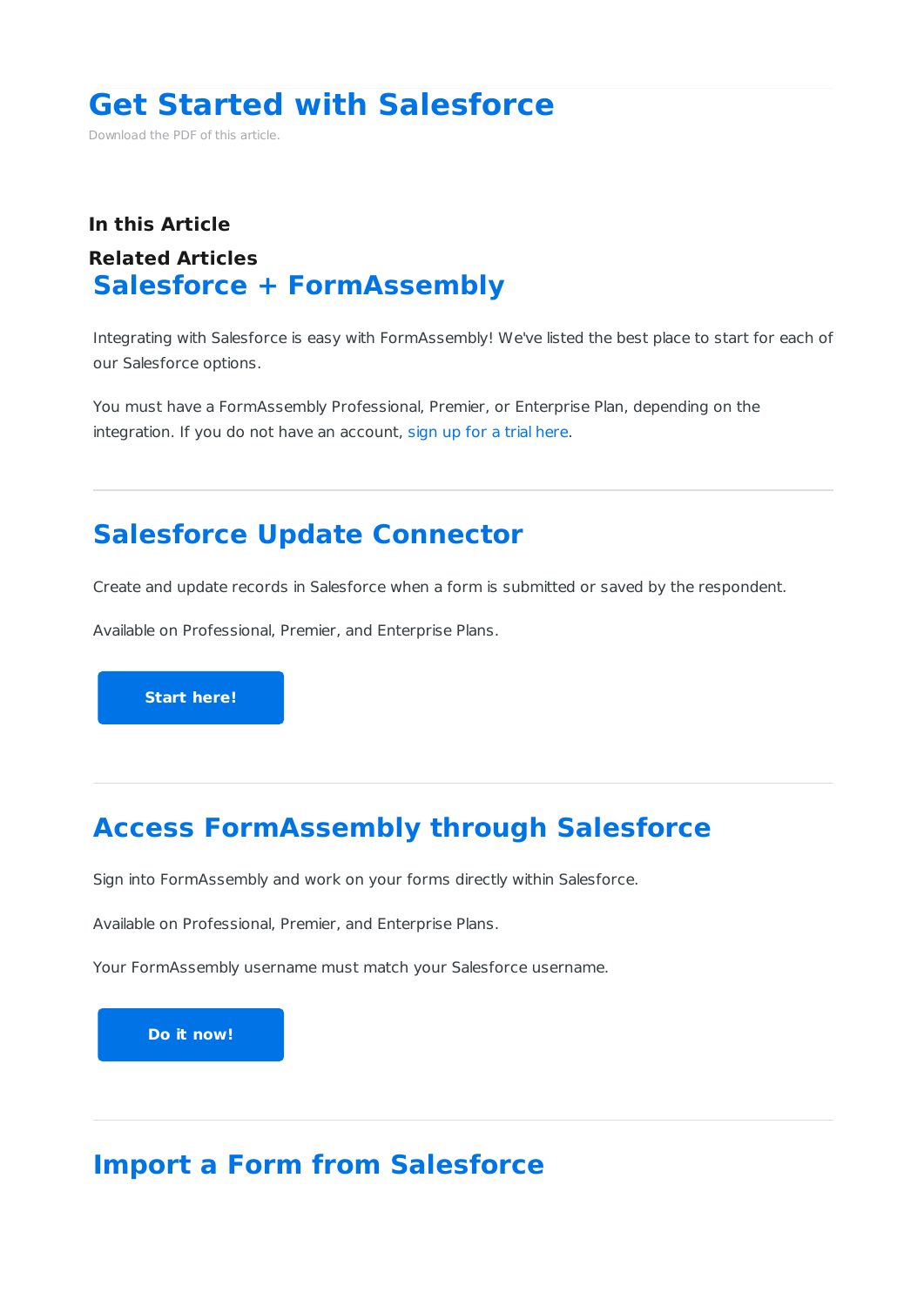# Get Started with Salesforce

Download the PDF of this article.

**In this Article**

**Related Articles**

## Salesforce + FormAssembly

Integrating with Salesforce is easy with FormAssembly! We've listed the best place to start for each of our Salesforce options.

You must have a FormAssembly Professional, Premier, or Enterprise Plan, depending on the integration. If you do not have an account, sign up for a trial here.

---

## Salesforce Update Connector

Create and update records in Salesforce when a form is submitted or saved by the respondent.

Available on Professional, Premier, and Enterprise Plans.

**Start here!**

---

## Access FormAssembly through Salesforce

Sign into FormAssembly and work on your forms directly within Salesforce.

Available on Professional, Premier, and Enterprise Plans.

Your FormAssembly username must match your Salesforce username.

**Do it now!**

---

## Import a Form from Salesforce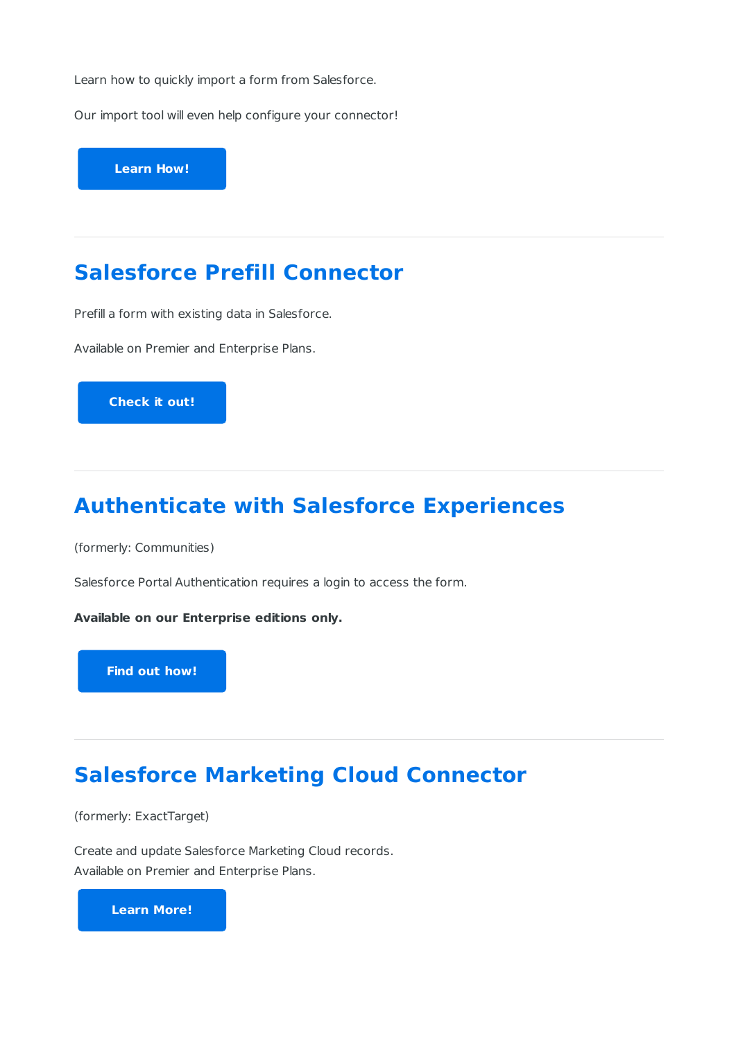Learn how to quickly import a form from Salesforce.

Our import tool will even help configure your connector!

**Learn How!**

---

## Salesforce Prefill Connector

Prefill a form with existing data in Salesforce.

Available on Premier and Enterprise Plans.

**Check it out!**

---

## Authenticate with Salesforce Experiences

(formerly: Communities)

Salesforce Portal Authentication requires a login to access the form.

**Available on our Enterprise editions only.**

**Find out how!**

---

## Salesforce Marketing Cloud Connector

(formerly: ExactTarget)

Create and update Salesforce Marketing Cloud records.
Available on Premier and Enterprise Plans.

**Learn More!**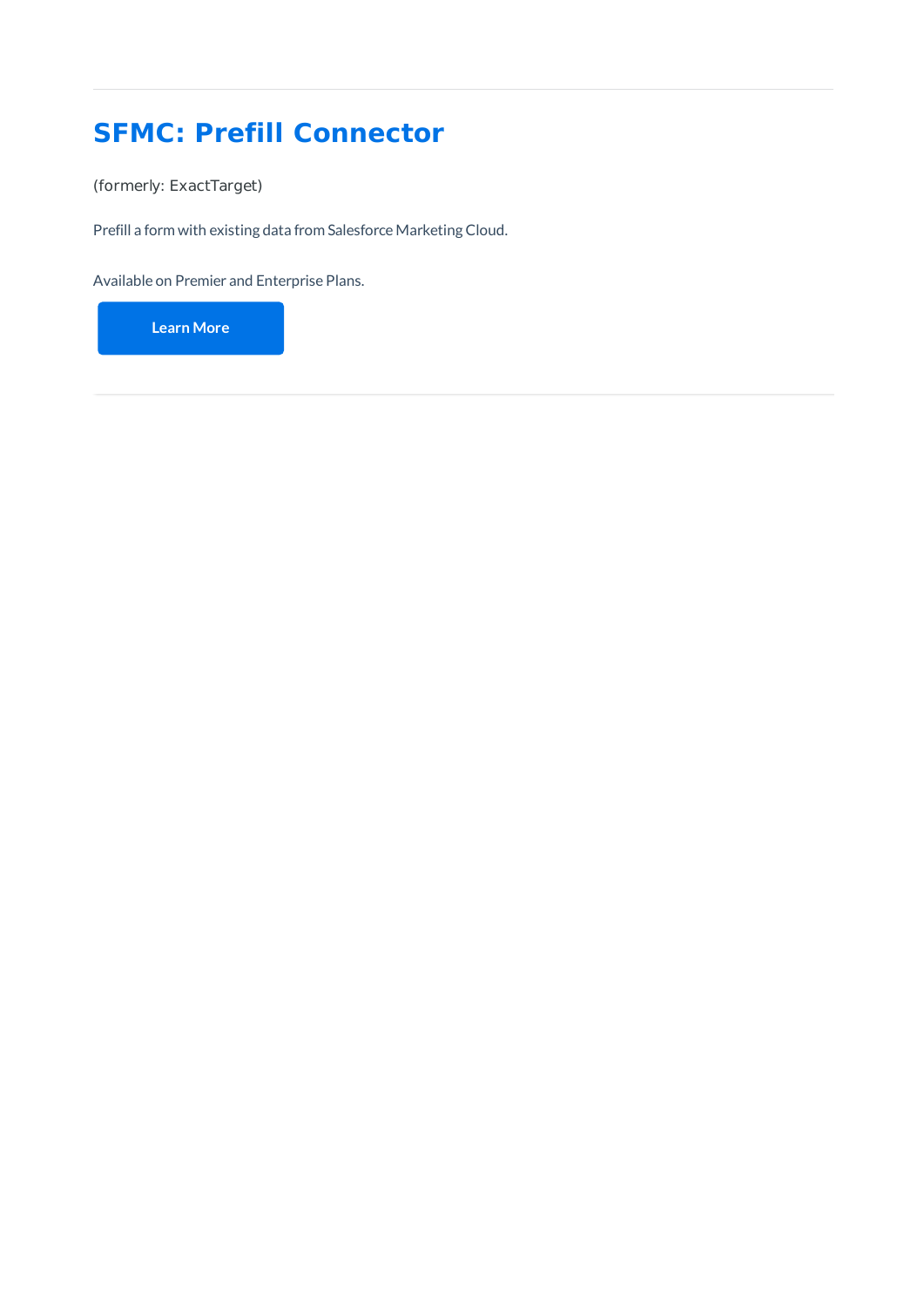---

## SFMC: Prefill Connector

(formerly: ExactTarget)

Prefill a form with existing data from Salesforce Marketing Cloud.

Available on Premier and Enterprise Plans.

Learn More

---